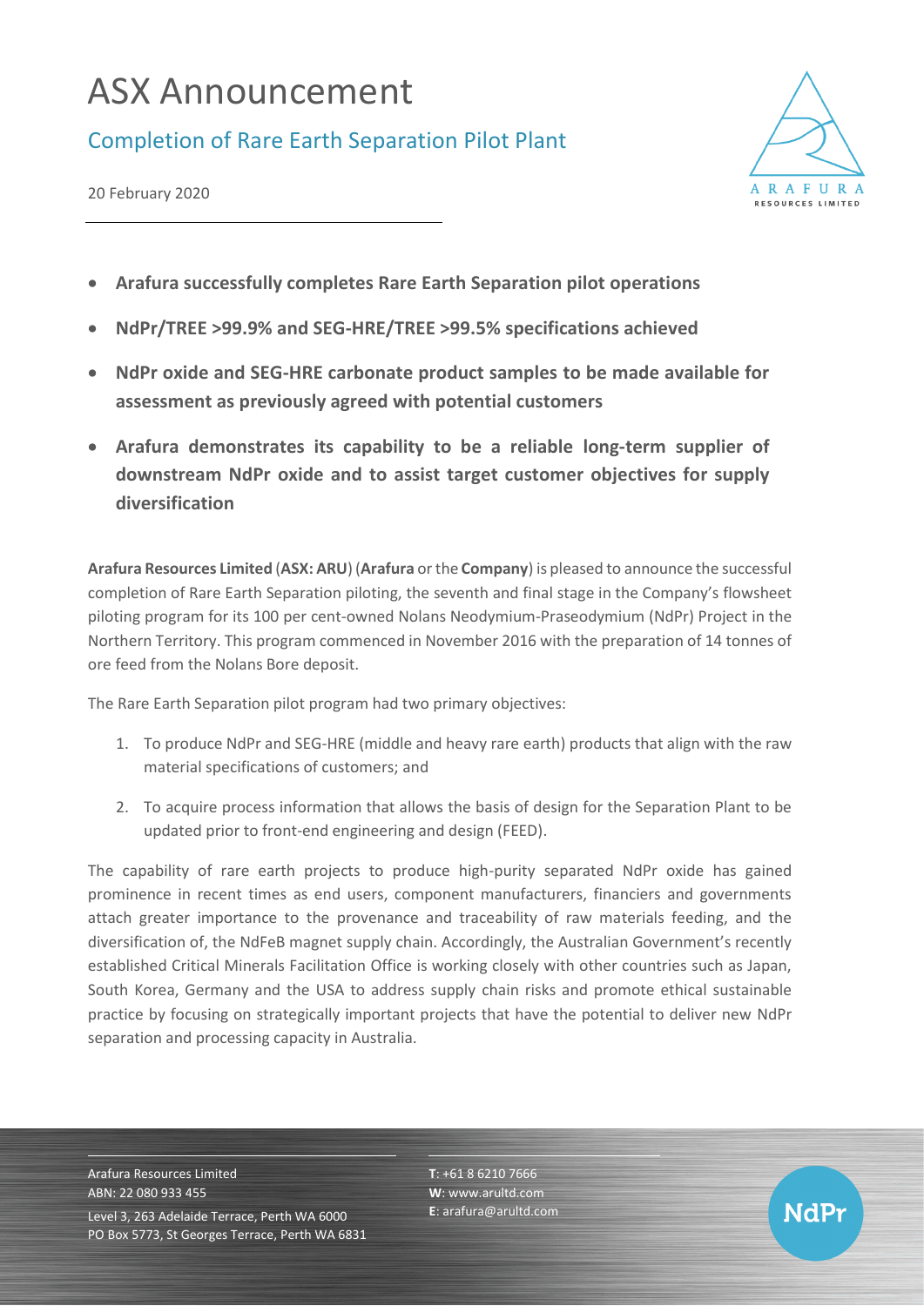# ASX Announcement

## Completion of Rare Earth Separation Pilot Plant

20 February 2020

- **Arafura successfully completes Rare Earth Separation pilot operations**
- **NdPr/TREE >99.9% and SEG-HRE/TREE >99.5% specifications achieved**
- **NdPr oxide and SEG-HRE carbonate product samples to be made available for assessment as previously agreed with potential customers**
- **Arafura demonstrates its capability to be a reliable long-term supplier of downstream NdPr oxide and to assist target customer objectives for supply diversification**

**Arafura Resources Limited** (**ASX: ARU**) (**Arafura** or the **Company**) is pleased to announce the successful completion of Rare Earth Separation piloting, the seventh and final stage in the Company's flowsheet piloting program for its 100 per cent-owned Nolans Neodymium-Praseodymium (NdPr) Project in the Northern Territory. This program commenced in November 2016 with the preparation of 14 tonnes of ore feed from the Nolans Bore deposit.

The Rare Earth Separation pilot program had two primary objectives:

1. To produce NdPr and SEG-HRE (middle and heavy rare earth) products that align with the raw material specifications of customers; and
2. To acquire process information that allows the basis of design for the Separation Plant to be updated prior to front-end engineering and design (FEED).

The capability of rare earth projects to produce high-purity separated NdPr oxide has gained prominence in recent times as end users, component manufacturers, financiers and governments attach greater importance to the provenance and traceability of raw materials feeding, and the diversification of, the NdFeB magnet supply chain. Accordingly, the Australian Government's recently established Critical Minerals Facilitation Office is working closely with other countries such as Japan, South Korea, Germany and the USA to address supply chain risks and promote ethical sustainable practice by focusing on strategically important projects that have the potential to deliver new NdPr separation and processing capacity in Australia.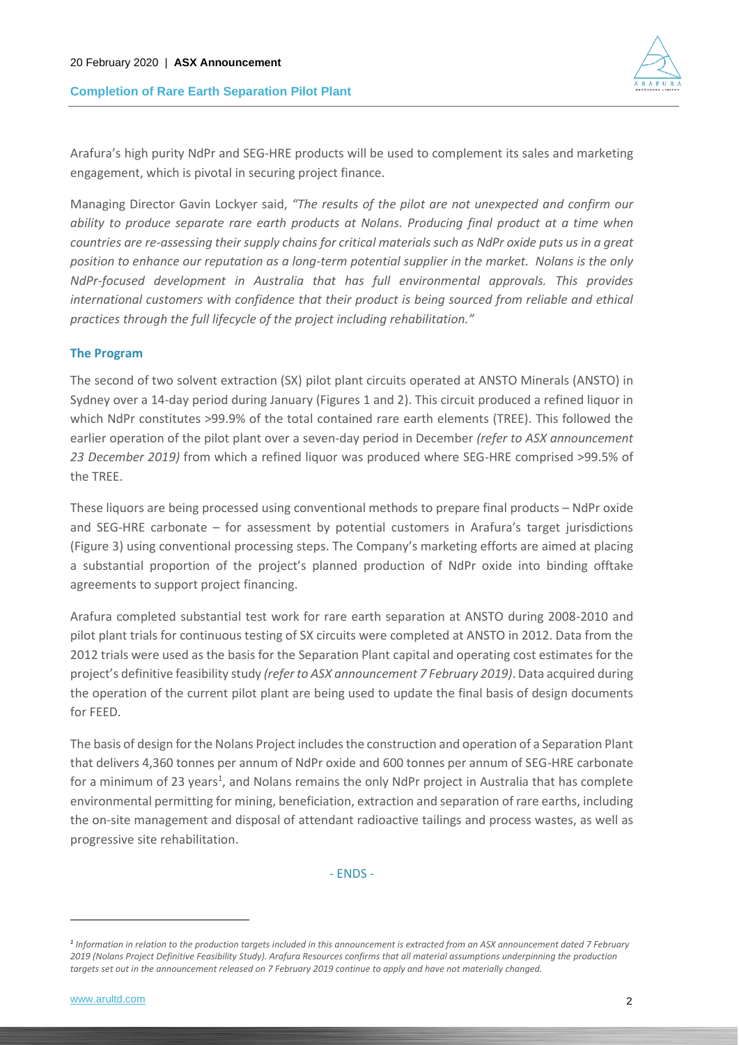Arafura's high purity NdPr and SEG-HRE products will be used to complement its sales and marketing engagement, which is pivotal in securing project finance.

Managing Director Gavin Lockyer said, *"The results of the pilot are not unexpected and confirm our ability to produce separate rare earth products at Nolans. Producing final product at a time when countries are re-assessing their supply chains for critical materials such as NdPr oxide puts us in a great position to enhance our reputation as a long-term potential supplier in the market. Nolans is the only NdPr-focused development in Australia that has full environmental approvals. This provides international customers with confidence that their product is being sourced from reliable and ethical practices through the full lifecycle of the project including rehabilitation."*

## The Program

The second of two solvent extraction (SX) pilot plant circuits operated at ANSTO Minerals (ANSTO) in Sydney over a 14-day period during January (Figures 1 and 2). This circuit produced a refined liquor in which NdPr constitutes >99.9% of the total contained rare earth elements (TREE). This followed the earlier operation of the pilot plant over a seven-day period in December *(refer to ASX announcement 23 December 2019)* from which a refined liquor was produced where SEG-HRE comprised >99.5% of the TREE.

These liquors are being processed using conventional methods to prepare final products – NdPr oxide and SEG-HRE carbonate – for assessment by potential customers in Arafura's target jurisdictions (Figure 3) using conventional processing steps. The Company's marketing efforts are aimed at placing a substantial proportion of the project's planned production of NdPr oxide into binding offtake agreements to support project financing.

Arafura completed substantial test work for rare earth separation at ANSTO during 2008-2010 and pilot plant trials for continuous testing of SX circuits were completed at ANSTO in 2012. Data from the 2012 trials were used as the basis for the Separation Plant capital and operating cost estimates for the project's definitive feasibility study *(refer to ASX announcement 7 February 2019)*. Data acquired during the operation of the current pilot plant are being used to update the final basis of design documents for FEED.

The basis of design for the Nolans Project includes the construction and operation of a Separation Plant that delivers 4,360 tonnes per annum of NdPr oxide and 600 tonnes per annum of SEG-HRE carbonate for a minimum of 23 years[1], and Nolans remains the only NdPr project in Australia that has complete environmental permitting for mining, beneficiation, extraction and separation of rare earths, including the on-site management and disposal of attendant radioactive tailings and process wastes, as well as progressive site rehabilitation.

- ENDS -

---

*[1] Information in relation to the production targets included in this announcement is extracted from an ASX announcement dated 7 February 2019 (Nolans Project Definitive Feasibility Study). Arafura Resources confirms that all material assumptions underpinning the production targets set out in the announcement released on 7 February 2019 continue to apply and have not materially changed.*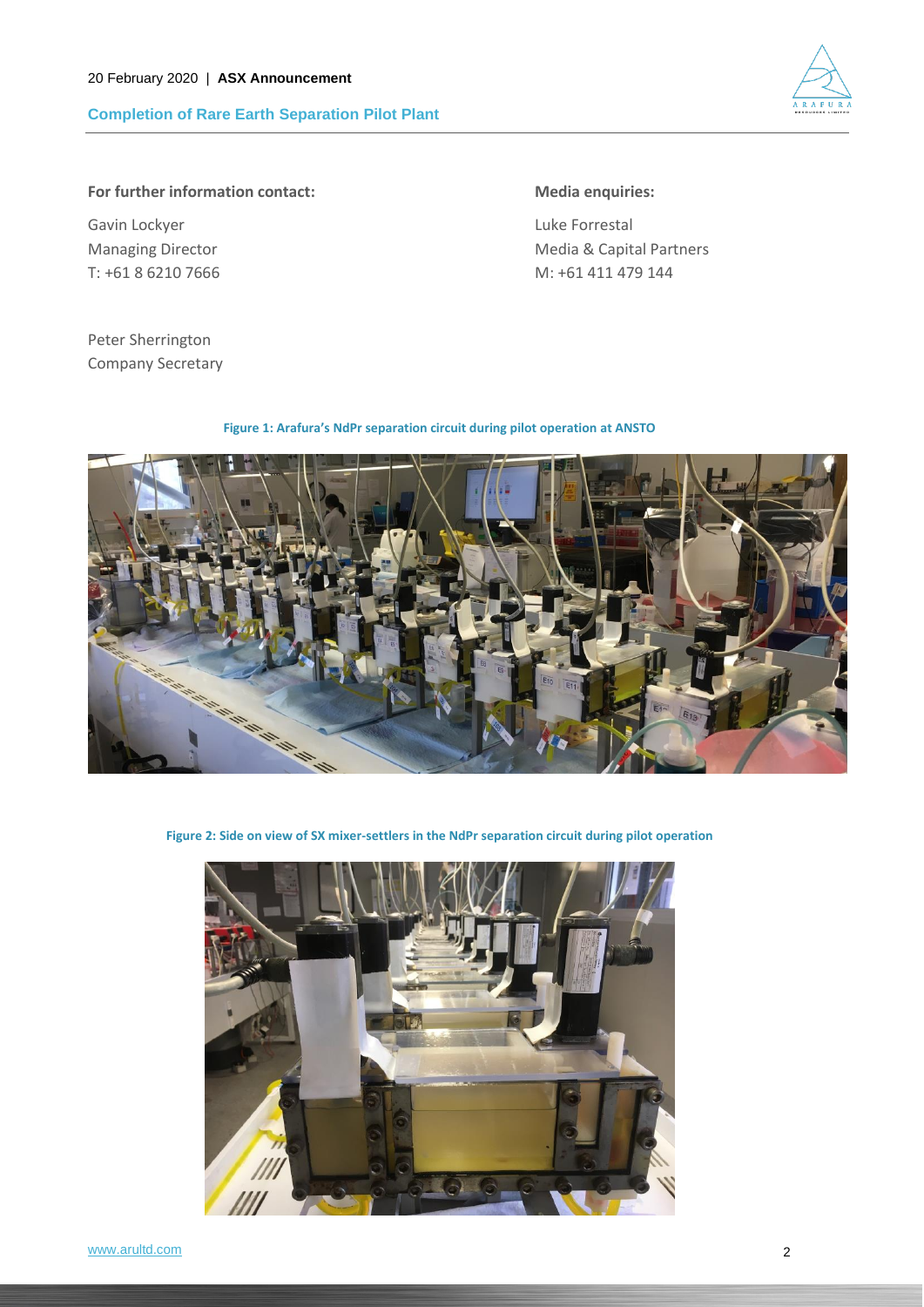**For further information contact:**

Gavin Lockyer
Managing Director
T: +61 8 6210 7666

Peter Sherrington
Company Secretary

**Media enquiries:**

Luke Forrestal
Media & Capital Partners
M: +61 411 479 144

**Figure 1: Arafura's NdPr separation circuit during pilot operation at ANSTO**

**Figure 2: Side on view of SX mixer-settlers in the NdPr separation circuit during pilot operation**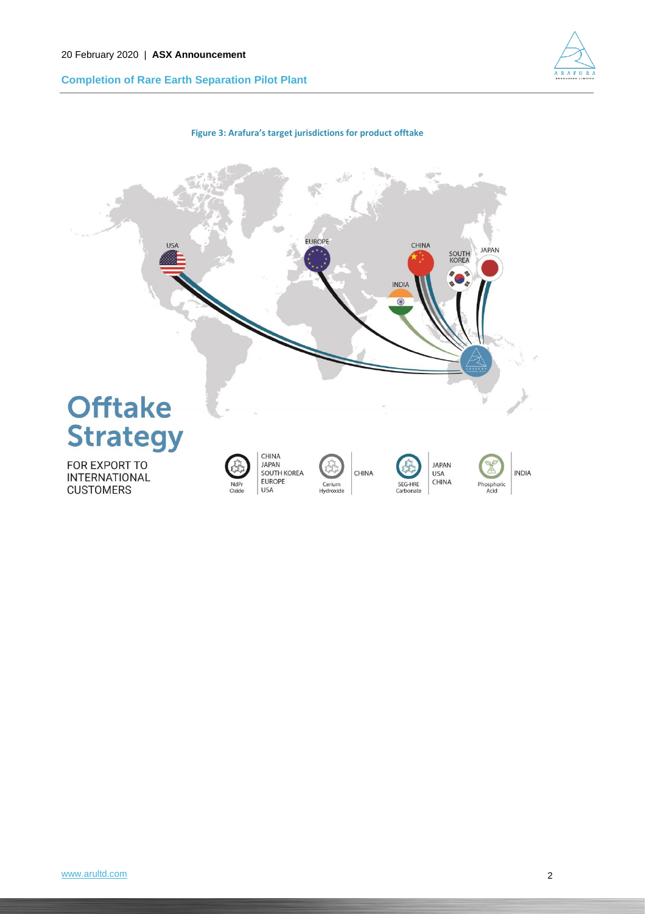**Figure 3: Arafura's target jurisdictions for product offtake**

USA

EUROPE

CHINA

SOUTH KOREA

JAPAN

INDIA

Offtake Strategy

FOR EXPORT TO INTERNATIONAL CUSTOMERS

NdPr Oxide

CHINA
JAPAN
SOUTH KOREA
EUROPE
USA

Cerium Hydroxide

CHINA

SEG-HRE Carbonate

JAPAN
USA
CHINA

Phosphoric Acid

INDIA